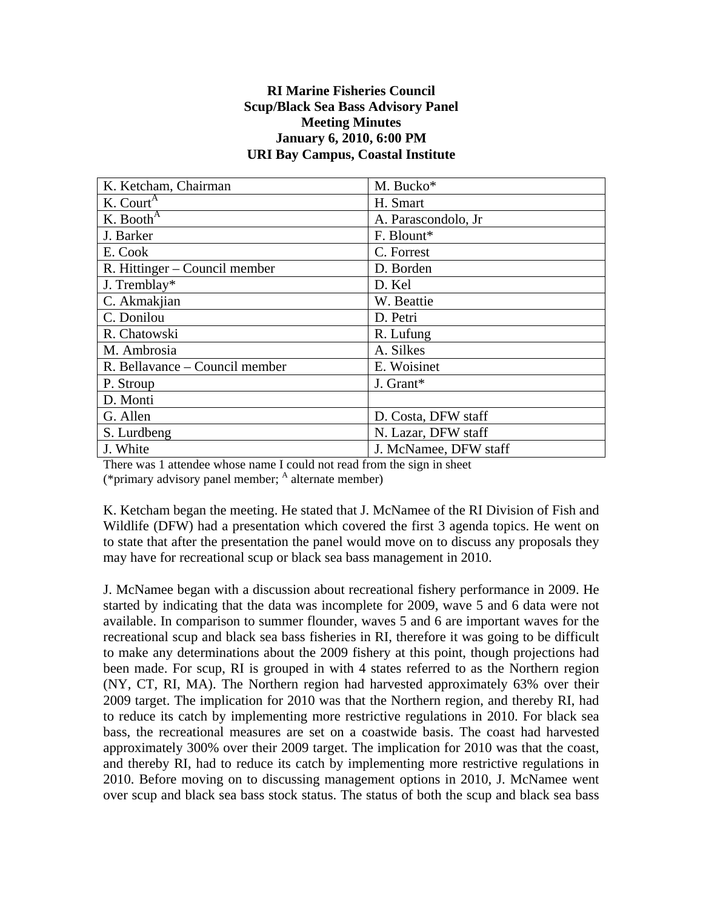**RI Marine Fisheries Council**
**Scup/Black Sea Bass Advisory Panel**
**Meeting Minutes**
**January 6, 2010, 6:00 PM**
**URI Bay Campus, Coastal Institute**

| | |
|---|---|
| K. Ketcham, Chairman | M. Bucko* |
| K. Court[A] | H. Smart |
| K. Booth[A] | A. Parascondolo, Jr |
| J. Barker | F. Blount* |
| E. Cook | C. Forrest |
| R. Hittinger – Council member | D. Borden |
| J. Tremblay* | D. Kel |
| C. Akmakjian | W. Beattie |
| C. Donilou | D. Petri |
| R. Chatowski | R. Lufung |
| M. Ambrosia | A. Silkes |
| R. Bellavance – Council member | E. Woisinet |
| P. Stroup | J. Grant* |
| D. Monti | |
| G. Allen | D. Costa, DFW staff |
| S. Lurdbeng | N. Lazar, DFW staff |
| J. White | J. McNamee, DFW staff |

There was 1 attendee whose name I could not read from the sign in sheet
(*primary advisory panel member; [A] alternate member)

K. Ketcham began the meeting. He stated that J. McNamee of the RI Division of Fish and Wildlife (DFW) had a presentation which covered the first 3 agenda topics. He went on to state that after the presentation the panel would move on to discuss any proposals they may have for recreational scup or black sea bass management in 2010.

J. McNamee began with a discussion about recreational fishery performance in 2009. He started by indicating that the data was incomplete for 2009, wave 5 and 6 data were not available. In comparison to summer flounder, waves 5 and 6 are important waves for the recreational scup and black sea bass fisheries in RI, therefore it was going to be difficult to make any determinations about the 2009 fishery at this point, though projections had been made. For scup, RI is grouped in with 4 states referred to as the Northern region (NY, CT, RI, MA). The Northern region had harvested approximately 63% over their 2009 target. The implication for 2010 was that the Northern region, and thereby RI, had to reduce its catch by implementing more restrictive regulations in 2010. For black sea bass, the recreational measures are set on a coastwide basis. The coast had harvested approximately 300% over their 2009 target. The implication for 2010 was that the coast, and thereby RI, had to reduce its catch by implementing more restrictive regulations in 2010. Before moving on to discussing management options in 2010, J. McNamee went over scup and black sea bass stock status. The status of both the scup and black sea bass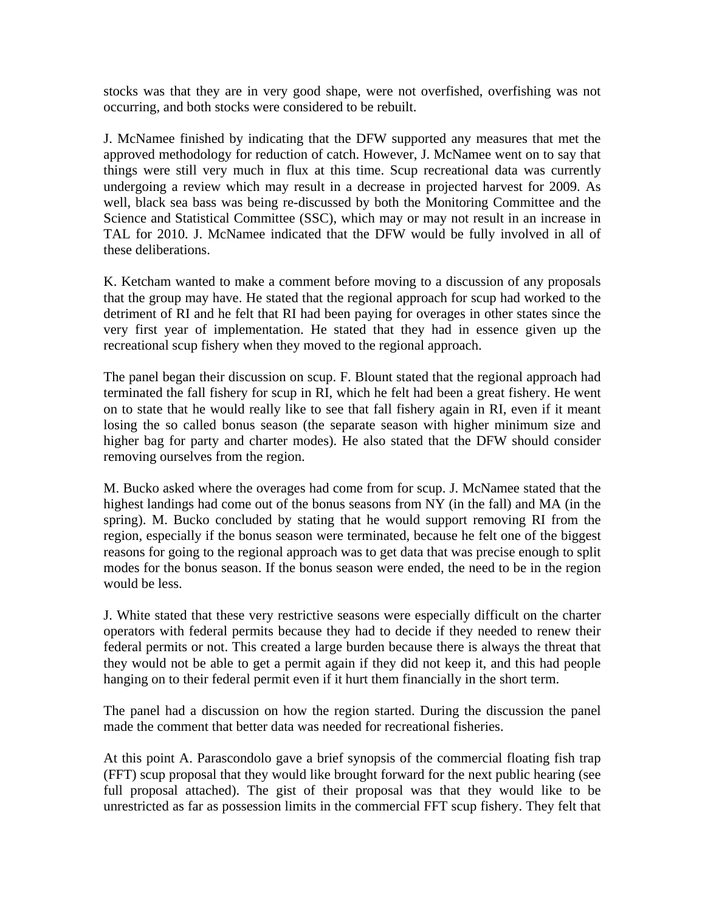stocks was that they are in very good shape, were not overfished, overfishing was not occurring, and both stocks were considered to be rebuilt.

J. McNamee finished by indicating that the DFW supported any measures that met the approved methodology for reduction of catch. However, J. McNamee went on to say that things were still very much in flux at this time. Scup recreational data was currently undergoing a review which may result in a decrease in projected harvest for 2009. As well, black sea bass was being re-discussed by both the Monitoring Committee and the Science and Statistical Committee (SSC), which may or may not result in an increase in TAL for 2010. J. McNamee indicated that the DFW would be fully involved in all of these deliberations.

K. Ketcham wanted to make a comment before moving to a discussion of any proposals that the group may have. He stated that the regional approach for scup had worked to the detriment of RI and he felt that RI had been paying for overages in other states since the very first year of implementation. He stated that they had in essence given up the recreational scup fishery when they moved to the regional approach.

The panel began their discussion on scup. F. Blount stated that the regional approach had terminated the fall fishery for scup in RI, which he felt had been a great fishery. He went on to state that he would really like to see that fall fishery again in RI, even if it meant losing the so called bonus season (the separate season with higher minimum size and higher bag for party and charter modes). He also stated that the DFW should consider removing ourselves from the region.

M. Bucko asked where the overages had come from for scup. J. McNamee stated that the highest landings had come out of the bonus seasons from NY (in the fall) and MA (in the spring). M. Bucko concluded by stating that he would support removing RI from the region, especially if the bonus season were terminated, because he felt one of the biggest reasons for going to the regional approach was to get data that was precise enough to split modes for the bonus season. If the bonus season were ended, the need to be in the region would be less.

J. White stated that these very restrictive seasons were especially difficult on the charter operators with federal permits because they had to decide if they needed to renew their federal permits or not. This created a large burden because there is always the threat that they would not be able to get a permit again if they did not keep it, and this had people hanging on to their federal permit even if it hurt them financially in the short term.

The panel had a discussion on how the region started. During the discussion the panel made the comment that better data was needed for recreational fisheries.

At this point A. Parascondolo gave a brief synopsis of the commercial floating fish trap (FFT) scup proposal that they would like brought forward for the next public hearing (see full proposal attached). The gist of their proposal was that they would like to be unrestricted as far as possession limits in the commercial FFT scup fishery. They felt that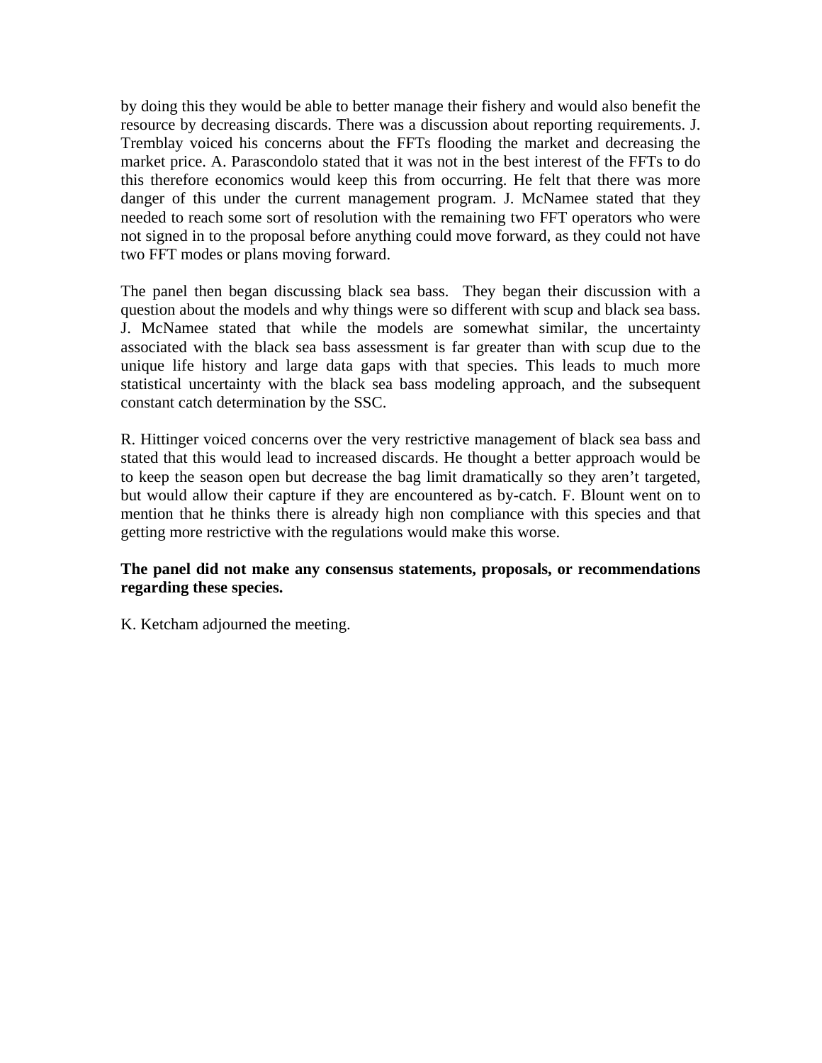by doing this they would be able to better manage their fishery and would also benefit the resource by decreasing discards. There was a discussion about reporting requirements. J. Tremblay voiced his concerns about the FFTs flooding the market and decreasing the market price. A. Parascondolo stated that it was not in the best interest of the FFTs to do this therefore economics would keep this from occurring. He felt that there was more danger of this under the current management program. J. McNamee stated that they needed to reach some sort of resolution with the remaining two FFT operators who were not signed in to the proposal before anything could move forward, as they could not have two FFT modes or plans moving forward.

The panel then began discussing black sea bass. They began their discussion with a question about the models and why things were so different with scup and black sea bass. J. McNamee stated that while the models are somewhat similar, the uncertainty associated with the black sea bass assessment is far greater than with scup due to the unique life history and large data gaps with that species. This leads to much more statistical uncertainty with the black sea bass modeling approach, and the subsequent constant catch determination by the SSC.

R. Hittinger voiced concerns over the very restrictive management of black sea bass and stated that this would lead to increased discards. He thought a better approach would be to keep the season open but decrease the bag limit dramatically so they aren't targeted, but would allow their capture if they are encountered as by-catch. F. Blount went on to mention that he thinks there is already high non compliance with this species and that getting more restrictive with the regulations would make this worse.

**The panel did not make any consensus statements, proposals, or recommendations regarding these species.**

K. Ketcham adjourned the meeting.